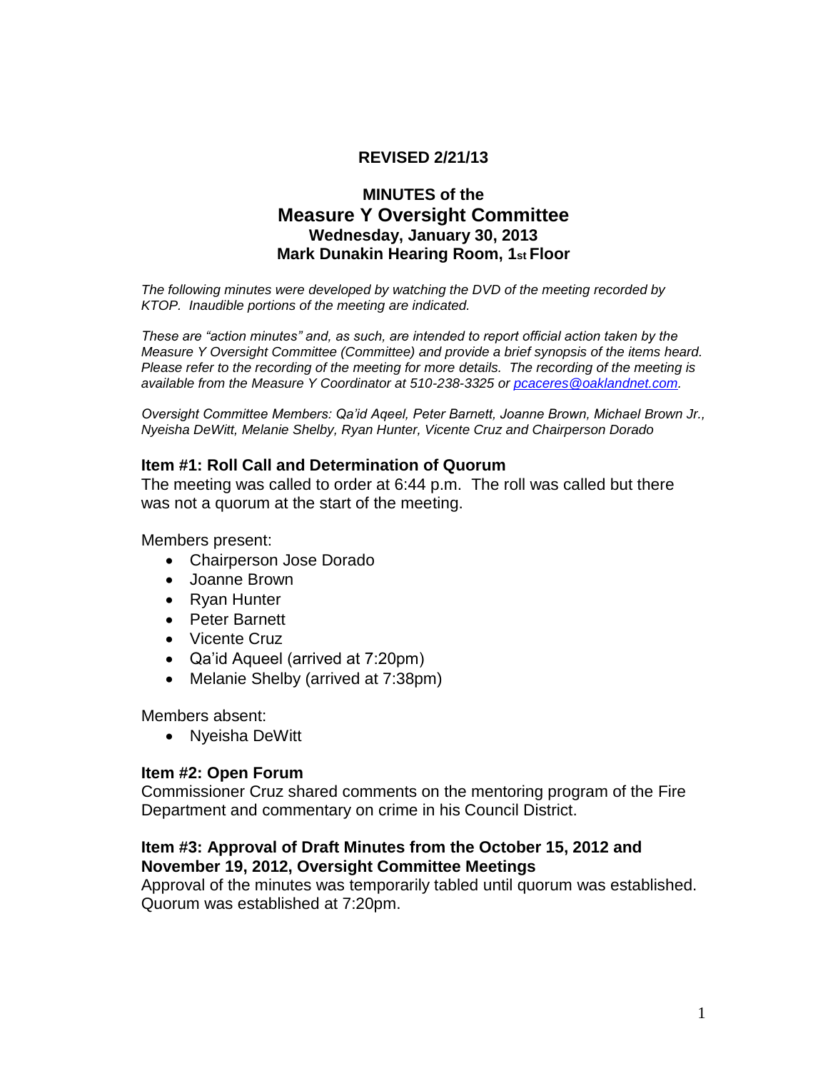**REVISED 2/21/13**

# MINUTES of the
# Measure Y Oversight Committee
### Wednesday, January 30, 2013
### Mark Dunakin Hearing Room, 1st Floor

*The following minutes were developed by watching the DVD of the meeting recorded by KTOP. Inaudible portions of the meeting are indicated.*

*These are "action minutes" and, as such, are intended to report official action taken by the Measure Y Oversight Committee (Committee) and provide a brief synopsis of the items heard. Please refer to the recording of the meeting for more details. The recording of the meeting is available from the Measure Y Coordinator at 510-238-3325 or pcaceres@oaklandnet.com.*

*Oversight Committee Members: Qa'id Aqeel, Peter Barnett, Joanne Brown, Michael Brown Jr., Nyeisha DeWitt, Melanie Shelby, Ryan Hunter, Vicente Cruz and Chairperson Dorado*

### Item #1: Roll Call and Determination of Quorum

The meeting was called to order at 6:44 p.m. The roll was called but there was not a quorum at the start of the meeting.

Members present:

- Chairperson Jose Dorado
- Joanne Brown
- Ryan Hunter
- Peter Barnett
- Vicente Cruz
- Qa'id Aqueel (arrived at 7:20pm)
- Melanie Shelby (arrived at 7:38pm)

Members absent:

- Nyeisha DeWitt

### Item #2: Open Forum

Commissioner Cruz shared comments on the mentoring program of the Fire Department and commentary on crime in his Council District.

### Item #3: Approval of Draft Minutes from the October 15, 2012 and November 19, 2012, Oversight Committee Meetings

Approval of the minutes was temporarily tabled until quorum was established. Quorum was established at 7:20pm.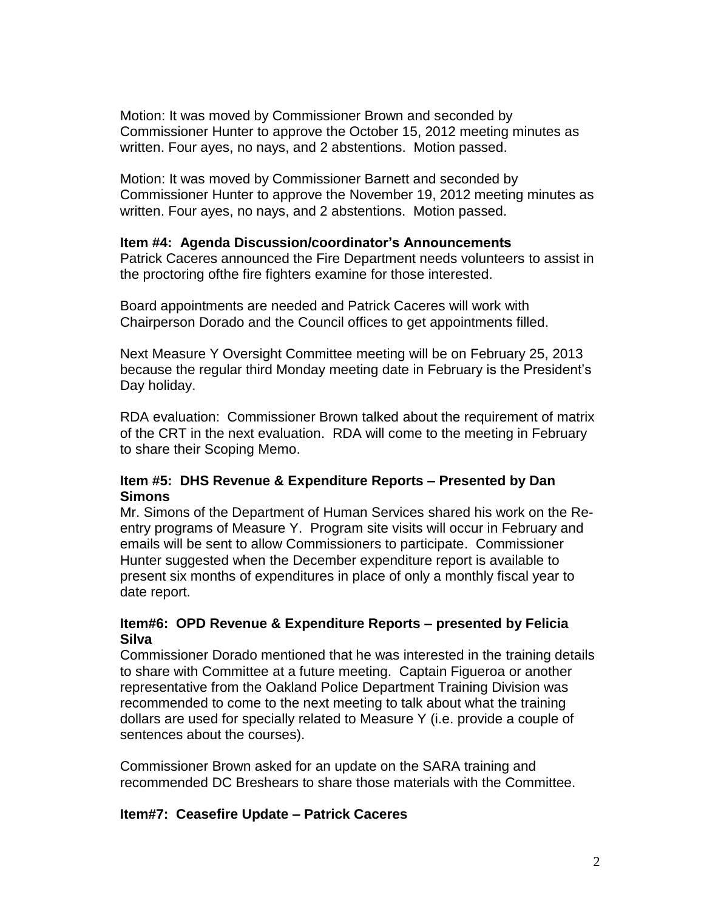Motion: It was moved by Commissioner Brown and seconded by Commissioner Hunter to approve the October 15, 2012 meeting minutes as written. Four ayes, no nays, and 2 abstentions. Motion passed.

Motion: It was moved by Commissioner Barnett and seconded by Commissioner Hunter to approve the November 19, 2012 meeting minutes as written. Four ayes, no nays, and 2 abstentions. Motion passed.

**Item #4: Agenda Discussion/coordinator's Announcements**

Patrick Caceres announced the Fire Department needs volunteers to assist in the proctoring ofthe fire fighters examine for those interested.

Board appointments are needed and Patrick Caceres will work with Chairperson Dorado and the Council offices to get appointments filled.

Next Measure Y Oversight Committee meeting will be on February 25, 2013 because the regular third Monday meeting date in February is the President's Day holiday.

RDA evaluation: Commissioner Brown talked about the requirement of matrix of the CRT in the next evaluation. RDA will come to the meeting in February to share their Scoping Memo.

**Item #5: DHS Revenue & Expenditure Reports – Presented by Dan Simons**

Mr. Simons of the Department of Human Services shared his work on the Re-entry programs of Measure Y. Program site visits will occur in February and emails will be sent to allow Commissioners to participate. Commissioner Hunter suggested when the December expenditure report is available to present six months of expenditures in place of only a monthly fiscal year to date report.

**Item#6: OPD Revenue & Expenditure Reports – presented by Felicia Silva**

Commissioner Dorado mentioned that he was interested in the training details to share with Committee at a future meeting. Captain Figueroa or another representative from the Oakland Police Department Training Division was recommended to come to the next meeting to talk about what the training dollars are used for specially related to Measure Y (i.e. provide a couple of sentences about the courses).

Commissioner Brown asked for an update on the SARA training and recommended DC Breshears to share those materials with the Committee.

**Item#7: Ceasefire Update – Patrick Caceres**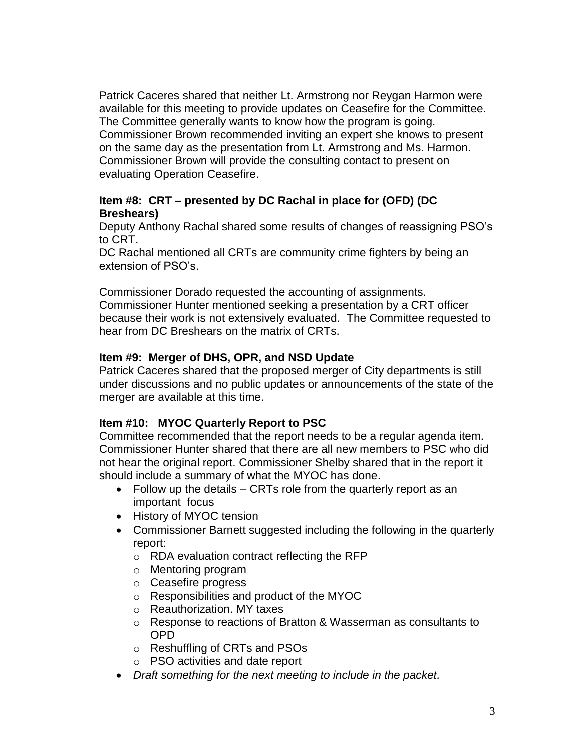Patrick Caceres shared that neither Lt. Armstrong nor Reygan Harmon were available for this meeting to provide updates on Ceasefire for the Committee. The Committee generally wants to know how the program is going. Commissioner Brown recommended inviting an expert she knows to present on the same day as the presentation from Lt. Armstrong and Ms. Harmon. Commissioner Brown will provide the consulting contact to present on evaluating Operation Ceasefire.

**Item #8: CRT – presented by DC Rachal in place for (OFD) (DC Breshears)**

Deputy Anthony Rachal shared some results of changes of reassigning PSO's to CRT.

DC Rachal mentioned all CRTs are community crime fighters by being an extension of PSO's.

Commissioner Dorado requested the accounting of assignments. Commissioner Hunter mentioned seeking a presentation by a CRT officer because their work is not extensively evaluated. The Committee requested to hear from DC Breshears on the matrix of CRTs.

**Item #9: Merger of DHS, OPR, and NSD Update**

Patrick Caceres shared that the proposed merger of City departments is still under discussions and no public updates or announcements of the state of the merger are available at this time.

**Item #10: MYOC Quarterly Report to PSC**

Committee recommended that the report needs to be a regular agenda item. Commissioner Hunter shared that there are all new members to PSC who did not hear the original report. Commissioner Shelby shared that in the report it should include a summary of what the MYOC has done.

- Follow up the details – CRTs role from the quarterly report as an important focus
- History of MYOC tension
- Commissioner Barnett suggested including the following in the quarterly report:
  - RDA evaluation contract reflecting the RFP
  - Mentoring program
  - Ceasefire progress
  - Responsibilities and product of the MYOC
  - Reauthorization. MY taxes
  - Response to reactions of Bratton & Wasserman as consultants to OPD
  - Reshuffling of CRTs and PSOs
  - PSO activities and date report
- *Draft something for the next meeting to include in the packet.*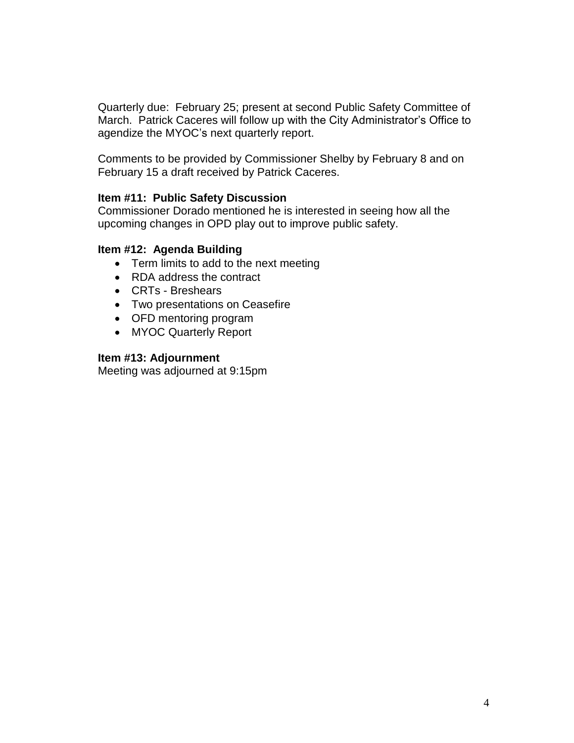Quarterly due: February 25; present at second Public Safety Committee of March. Patrick Caceres will follow up with the City Administrator's Office to agendize the MYOC's next quarterly report.

Comments to be provided by Commissioner Shelby by February 8 and on February 15 a draft received by Patrick Caceres.

**Item #11: Public Safety Discussion**
Commissioner Dorado mentioned he is interested in seeing how all the upcoming changes in OPD play out to improve public safety.

**Item #12: Agenda Building**

- Term limits to add to the next meeting
- RDA address the contract
- CRTs - Breshears
- Two presentations on Ceasefire
- OFD mentoring program
- MYOC Quarterly Report

**Item #13: Adjournment**
Meeting was adjourned at 9:15pm